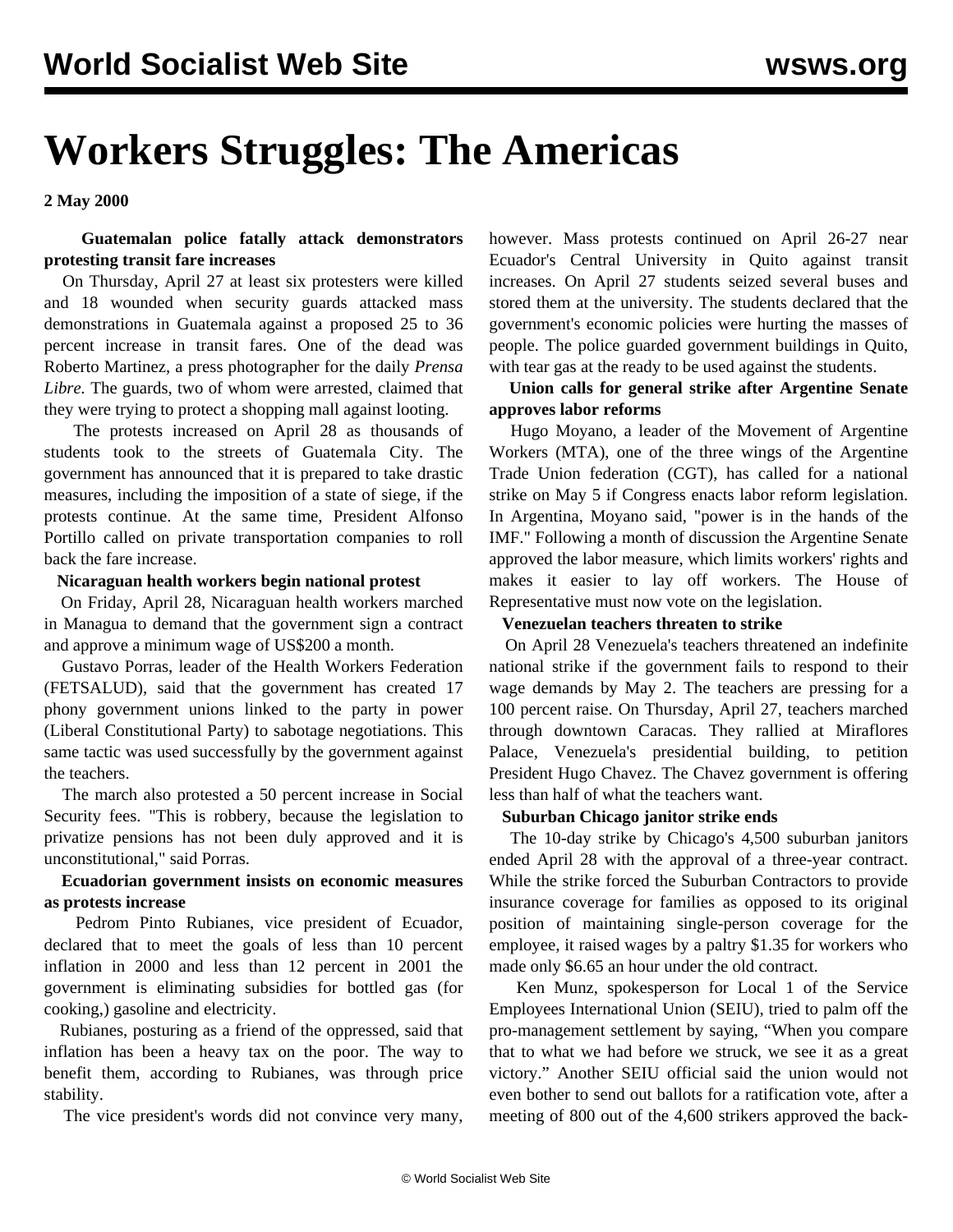# Workers Struggles: The Americas

**2 May 2000**

**Guatemalan police fatally attack demonstrators protesting transit fare increases**

On Thursday, April 27 at least six protesters were killed and 18 wounded when security guards attacked mass demonstrations in Guatemala against a proposed 25 to 36 percent increase in transit fares. One of the dead was Roberto Martinez, a press photographer for the daily *Prensa Libre.* The guards, two of whom were arrested, claimed that they were trying to protect a shopping mall against looting.

The protests increased on April 28 as thousands of students took to the streets of Guatemala City. The government has announced that it is prepared to take drastic measures, including the imposition of a state of siege, if the protests continue. At the same time, President Alfonso Portillo called on private transportation companies to roll back the fare increase.

**Nicaraguan health workers begin national protest**

On Friday, April 28, Nicaraguan health workers marched in Managua to demand that the government sign a contract and approve a minimum wage of US$200 a month.

Gustavo Porras, leader of the Health Workers Federation (FETSALUD), said that the government has created 17 phony government unions linked to the party in power (Liberal Constitutional Party) to sabotage negotiations. This same tactic was used successfully by the government against the teachers.

The march also protested a 50 percent increase in Social Security fees. "This is robbery, because the legislation to privatize pensions has not been duly approved and it is unconstitutional," said Porras.

**Ecuadorian government insists on economic measures as protests increase**

Pedrom Pinto Rubianes, vice president of Ecuador, declared that to meet the goals of less than 10 percent inflation in 2000 and less than 12 percent in 2001 the government is eliminating subsidies for bottled gas (for cooking,) gasoline and electricity.

Rubianes, posturing as a friend of the oppressed, said that inflation has been a heavy tax on the poor. The way to benefit them, according to Rubianes, was through price stability.

The vice president's words did not convince very many, however. Mass protests continued on April 26-27 near Ecuador's Central University in Quito against transit increases. On April 27 students seized several buses and stored them at the university. The students declared that the government's economic policies were hurting the masses of people. The police guarded government buildings in Quito, with tear gas at the ready to be used against the students.

**Union calls for general strike after Argentine Senate approves labor reforms**

Hugo Moyano, a leader of the Movement of Argentine Workers (MTA), one of the three wings of the Argentine Trade Union federation (CGT), has called for a national strike on May 5 if Congress enacts labor reform legislation. In Argentina, Moyano said, "power is in the hands of the IMF." Following a month of discussion the Argentine Senate approved the labor measure, which limits workers' rights and makes it easier to lay off workers. The House of Representative must now vote on the legislation.

**Venezuelan teachers threaten to strike**

On April 28 Venezuela's teachers threatened an indefinite national strike if the government fails to respond to their wage demands by May 2. The teachers are pressing for a 100 percent raise. On Thursday, April 27, teachers marched through downtown Caracas. They rallied at Miraflores Palace, Venezuela's presidential building, to petition President Hugo Chavez. The Chavez government is offering less than half of what the teachers want.

**Suburban Chicago janitor strike ends**

The 10-day strike by Chicago's 4,500 suburban janitors ended April 28 with the approval of a three-year contract. While the strike forced the Suburban Contractors to provide insurance coverage for families as opposed to its original position of maintaining single-person coverage for the employee, it raised wages by a paltry $1.35 for workers who made only $6.65 an hour under the old contract.

Ken Munz, spokesperson for Local 1 of the Service Employees International Union (SEIU), tried to palm off the pro-management settlement by saying, "When you compare that to what we had before we struck, we see it as a great victory." Another SEIU official said the union would not even bother to send out ballots for a ratification vote, after a meeting of 800 out of the 4,600 strikers approved the back-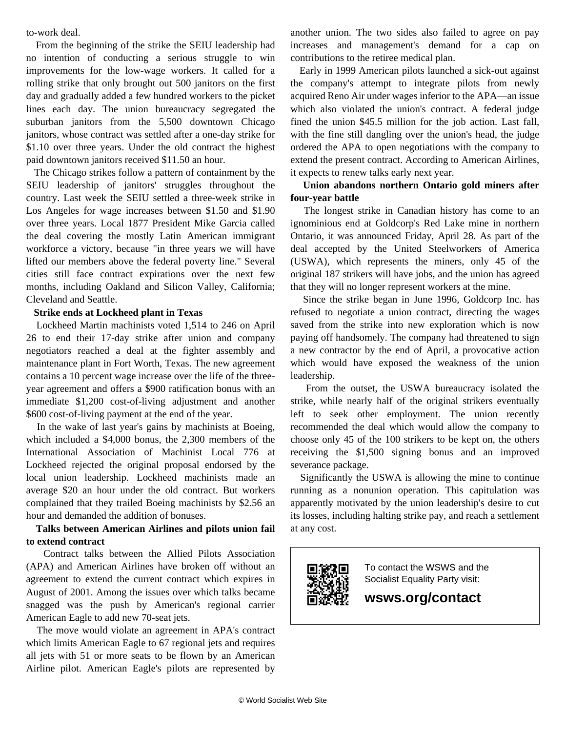to-work deal.

From the beginning of the strike the SEIU leadership had no intention of conducting a serious struggle to win improvements for the low-wage workers. It called for a rolling strike that only brought out 500 janitors on the first day and gradually added a few hundred workers to the picket lines each day. The union bureaucracy segregated the suburban janitors from the 5,500 downtown Chicago janitors, whose contract was settled after a one-day strike for $1.10 over three years. Under the old contract the highest paid downtown janitors received $11.50 an hour.

The Chicago strikes follow a pattern of containment by the SEIU leadership of janitors' struggles throughout the country. Last week the SEIU settled a three-week strike in Los Angeles for wage increases between $1.50 and $1.90 over three years. Local 1877 President Mike Garcia called the deal covering the mostly Latin American immigrant workforce a victory, because "in three years we will have lifted our members above the federal poverty line." Several cities still face contract expirations over the next few months, including Oakland and Silicon Valley, California; Cleveland and Seattle.

**Strike ends at Lockheed plant in Texas**

Lockheed Martin machinists voted 1,514 to 246 on April 26 to end their 17-day strike after union and company negotiators reached a deal at the fighter assembly and maintenance plant in Fort Worth, Texas. The new agreement contains a 10 percent wage increase over the life of the three-year agreement and offers a $900 ratification bonus with an immediate $1,200 cost-of-living adjustment and another $600 cost-of-living payment at the end of the year.

In the wake of last year's gains by machinists at Boeing, which included a $4,000 bonus, the 2,300 members of the International Association of Machinist Local 776 at Lockheed rejected the original proposal endorsed by the local union leadership. Lockheed machinists made an average $20 an hour under the old contract. But workers complained that they trailed Boeing machinists by $2.56 an hour and demanded the addition of bonuses.

**Talks between American Airlines and pilots union fail to extend contract**

Contract talks between the Allied Pilots Association (APA) and American Airlines have broken off without an agreement to extend the current contract which expires in August of 2001. Among the issues over which talks became snagged was the push by American's regional carrier American Eagle to add new 70-seat jets.

The move would violate an agreement in APA's contract which limits American Eagle to 67 regional jets and requires all jets with 51 or more seats to be flown by an American Airline pilot. American Eagle's pilots are represented by another union. The two sides also failed to agree on pay increases and management's demand for a cap on contributions to the retiree medical plan.

Early in 1999 American pilots launched a sick-out against the company's attempt to integrate pilots from newly acquired Reno Air under wages inferior to the APA—an issue which also violated the union's contract. A federal judge fined the union $45.5 million for the job action. Last fall, with the fine still dangling over the union's head, the judge ordered the APA to open negotiations with the company to extend the present contract. According to American Airlines, it expects to renew talks early next year.

**Union abandons northern Ontario gold miners after four-year battle**

The longest strike in Canadian history has come to an ignominious end at Goldcorp's Red Lake mine in northern Ontario, it was announced Friday, April 28. As part of the deal accepted by the United Steelworkers of America (USWA), which represents the miners, only 45 of the original 187 strikers will have jobs, and the union has agreed that they will no longer represent workers at the mine.

Since the strike began in June 1996, Goldcorp Inc. has refused to negotiate a union contract, directing the wages saved from the strike into new exploration which is now paying off handsomely. The company had threatened to sign a new contractor by the end of April, a provocative action which would have exposed the weakness of the union leadership.

From the outset, the USWA bureaucracy isolated the strike, while nearly half of the original strikers eventually left to seek other employment. The union recently recommended the deal which would allow the company to choose only 45 of the 100 strikers to be kept on, the others receiving the $1,500 signing bonus and an improved severance package.

Significantly the USWA is allowing the mine to continue running as a nonunion operation. This capitulation was apparently motivated by the union leadership's desire to cut its losses, including halting strike pay, and reach a settlement at any cost.

To contact the WSWS and the Socialist Equality Party visit:

**wsws.org/contact**